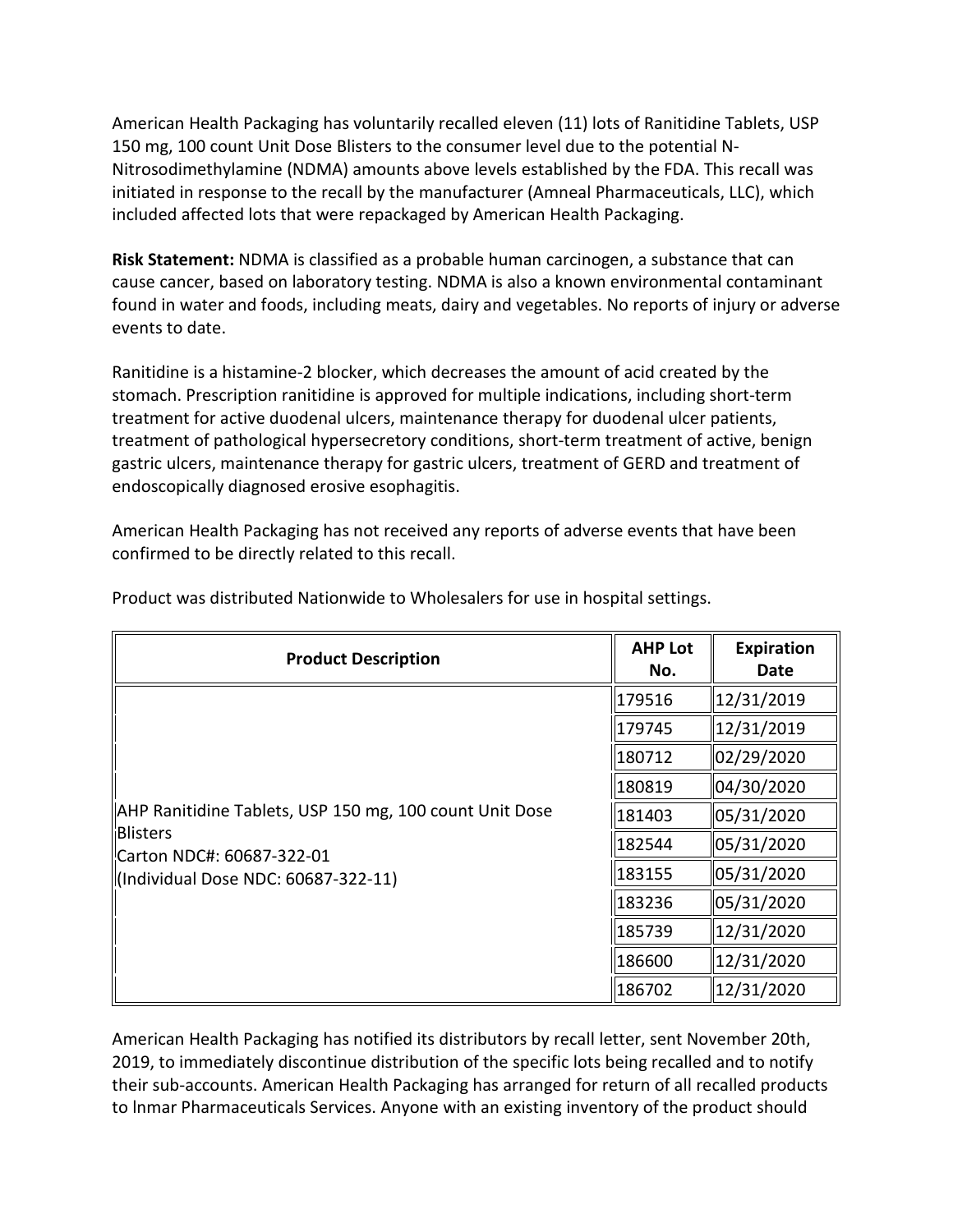American Health Packaging has voluntarily recalled eleven (11) lots of Ranitidine Tablets, USP 150 mg, 100 count Unit Dose Blisters to the consumer level due to the potential N-Nitrosodimethylamine (NDMA) amounts above levels established by the FDA. This recall was initiated in response to the recall by the manufacturer (Amneal Pharmaceuticals, LLC), which included affected lots that were repackaged by American Health Packaging.

**Risk Statement:** NDMA is classified as a probable human carcinogen, a substance that can cause cancer, based on laboratory testing. NDMA is also a known environmental contaminant found in water and foods, including meats, dairy and vegetables. No reports of injury or adverse events to date.

Ranitidine is a histamine-2 blocker, which decreases the amount of acid created by the stomach. Prescription ranitidine is approved for multiple indications, including short-term treatment for active duodenal ulcers, maintenance therapy for duodenal ulcer patients, treatment of pathological hypersecretory conditions, short-term treatment of active, benign gastric ulcers, maintenance therapy for gastric ulcers, treatment of GERD and treatment of endoscopically diagnosed erosive esophagitis.

American Health Packaging has not received any reports of adverse events that have been confirmed to be directly related to this recall.

Product was distributed Nationwide to Wholesalers for use in hospital settings.

| Product Description | AHP Lot No. | Expiration Date |
|---|---|---|
| AHP Ranitidine Tablets, USP 150 mg, 100 count Unit Dose Blisters<br>Carton NDC#: 60687-322-01<br>(Individual Dose NDC: 60687-322-11) | 179516 | 12/31/2019 |
| | 179745 | 12/31/2019 |
| | 180712 | 02/29/2020 |
| | 180819 | 04/30/2020 |
| | 181403 | 05/31/2020 |
| | 182544 | 05/31/2020 |
| | 183155 | 05/31/2020 |
| | 183236 | 05/31/2020 |
| | 185739 | 12/31/2020 |
| | 186600 | 12/31/2020 |
| | 186702 | 12/31/2020 |

American Health Packaging has notified its distributors by recall letter, sent November 20th, 2019, to immediately discontinue distribution of the specific lots being recalled and to notify their sub-accounts. American Health Packaging has arranged for return of all recalled products to lnmar Pharmaceuticals Services. Anyone with an existing inventory of the product should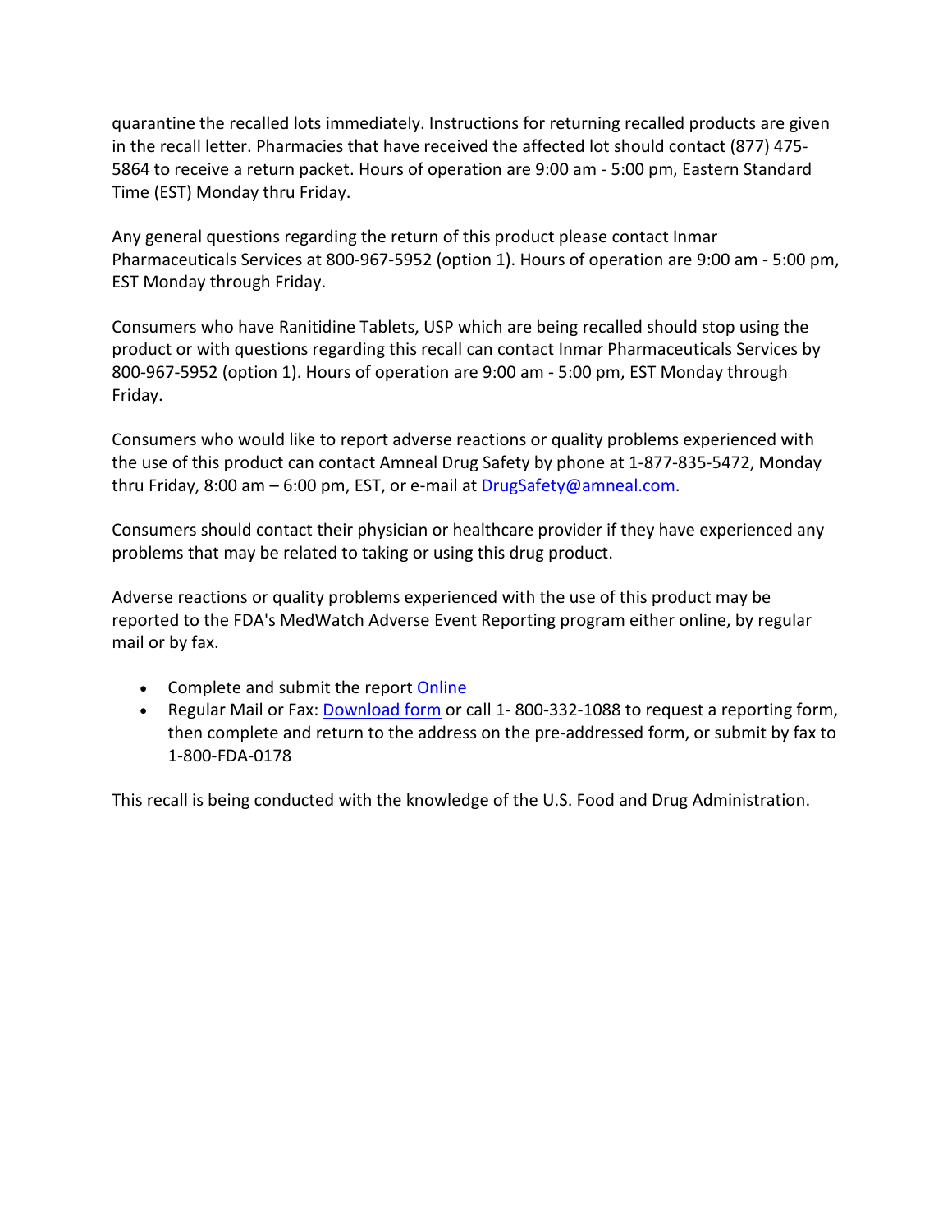quarantine the recalled lots immediately. Instructions for returning recalled products are given in the recall letter. Pharmacies that have received the affected lot should contact (877) 475-5864 to receive a return packet. Hours of operation are 9:00 am - 5:00 pm, Eastern Standard Time (EST) Monday thru Friday.

Any general questions regarding the return of this product please contact Inmar Pharmaceuticals Services at 800-967-5952 (option 1). Hours of operation are 9:00 am - 5:00 pm, EST Monday through Friday.

Consumers who have Ranitidine Tablets, USP which are being recalled should stop using the product or with questions regarding this recall can contact Inmar Pharmaceuticals Services by 800-967-5952 (option 1). Hours of operation are 9:00 am - 5:00 pm, EST Monday through Friday.

Consumers who would like to report adverse reactions or quality problems experienced with the use of this product can contact Amneal Drug Safety by phone at 1-877-835-5472, Monday thru Friday, 8:00 am – 6:00 pm, EST, or e-mail at DrugSafety@amneal.com.

Consumers should contact their physician or healthcare provider if they have experienced any problems that may be related to taking or using this drug product.

Adverse reactions or quality problems experienced with the use of this product may be reported to the FDA's MedWatch Adverse Event Reporting program either online, by regular mail or by fax.

- Complete and submit the report Online
- Regular Mail or Fax: Download form or call 1- 800-332-1088 to request a reporting form, then complete and return to the address on the pre-addressed form, or submit by fax to 1-800-FDA-0178

This recall is being conducted with the knowledge of the U.S. Food and Drug Administration.